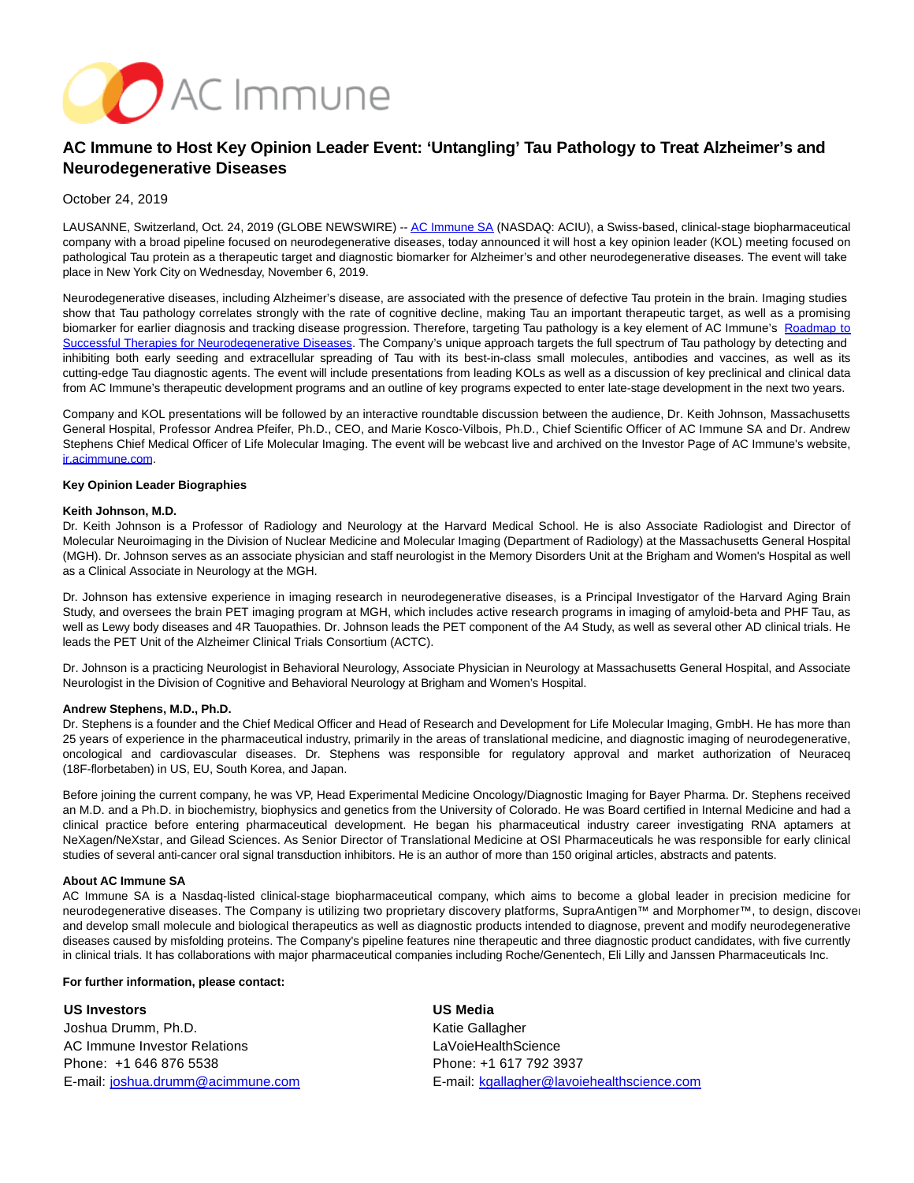# AC Immune to Host Key Opinion Leader Event: 'Untangling' Tau Pathology to Treat Alzheimer's and Neurodegenerative Diseases

October 24, 2019

LAUSANNE, Switzerland, Oct. 24, 2019 (GLOBE NEWSWIRE) -- AC Immune SA (NASDAQ: ACIU), a Swiss-based, clinical-stage biopharmaceutical company with a broad pipeline focused on neurodegenerative diseases, today announced it will host a key opinion leader (KOL) meeting focused on pathological Tau protein as a therapeutic target and diagnostic biomarker for Alzheimer's and other neurodegenerative diseases. The event will take place in New York City on Wednesday, November 6, 2019.

Neurodegenerative diseases, including Alzheimer's disease, are associated with the presence of defective Tau protein in the brain. Imaging studies show that Tau pathology correlates strongly with the rate of cognitive decline, making Tau an important therapeutic target, as well as a promising biomarker for earlier diagnosis and tracking disease progression. Therefore, targeting Tau pathology is a key element of AC Immune's Roadmap to Successful Therapies for Neurodegenerative Diseases. The Company's unique approach targets the full spectrum of Tau pathology by detecting and inhibiting both early seeding and extracellular spreading of Tau with its best-in-class small molecules, antibodies and vaccines, as well as its cutting-edge Tau diagnostic agents. The event will include presentations from leading KOLs as well as a discussion of key preclinical and clinical data from AC Immune's therapeutic development programs and an outline of key programs expected to enter late-stage development in the next two years.

Company and KOL presentations will be followed by an interactive roundtable discussion between the audience, Dr. Keith Johnson, Massachusetts General Hospital, Professor Andrea Pfeifer, Ph.D., CEO, and Marie Kosco-Vilbois, Ph.D., Chief Scientific Officer of AC Immune SA and Dr. Andrew Stephens Chief Medical Officer of Life Molecular Imaging. The event will be webcast live and archived on the Investor Page of AC Immune's website, ir.acimmune.com.

**Key Opinion Leader Biographies**

**Keith Johnson, M.D.**
Dr. Keith Johnson is a Professor of Radiology and Neurology at the Harvard Medical School. He is also Associate Radiologist and Director of Molecular Neuroimaging in the Division of Nuclear Medicine and Molecular Imaging (Department of Radiology) at the Massachusetts General Hospital (MGH). Dr. Johnson serves as an associate physician and staff neurologist in the Memory Disorders Unit at the Brigham and Women's Hospital as well as a Clinical Associate in Neurology at the MGH.

Dr. Johnson has extensive experience in imaging research in neurodegenerative diseases, is a Principal Investigator of the Harvard Aging Brain Study, and oversees the brain PET imaging program at MGH, which includes active research programs in imaging of amyloid-beta and PHF Tau, as well as Lewy body diseases and 4R Tauopathies. Dr. Johnson leads the PET component of the A4 Study, as well as several other AD clinical trials. He leads the PET Unit of the Alzheimer Clinical Trials Consortium (ACTC).

Dr. Johnson is a practicing Neurologist in Behavioral Neurology, Associate Physician in Neurology at Massachusetts General Hospital, and Associate Neurologist in the Division of Cognitive and Behavioral Neurology at Brigham and Women's Hospital.

**Andrew Stephens, M.D., Ph.D.**
Dr. Stephens is a founder and the Chief Medical Officer and Head of Research and Development for Life Molecular Imaging, GmbH. He has more than 25 years of experience in the pharmaceutical industry, primarily in the areas of translational medicine, and diagnostic imaging of neurodegenerative, oncological and cardiovascular diseases. Dr. Stephens was responsible for regulatory approval and market authorization of Neuraceq (18F-florbetaben) in US, EU, South Korea, and Japan.

Before joining the current company, he was VP, Head Experimental Medicine Oncology/Diagnostic Imaging for Bayer Pharma. Dr. Stephens received an M.D. and a Ph.D. in biochemistry, biophysics and genetics from the University of Colorado. He was Board certified in Internal Medicine and had a clinical practice before entering pharmaceutical development. He began his pharmaceutical industry career investigating RNA aptamers at NeXagen/NeXstar, and Gilead Sciences. As Senior Director of Translational Medicine at OSI Pharmaceuticals he was responsible for early clinical studies of several anti-cancer oral signal transduction inhibitors. He is an author of more than 150 original articles, abstracts and patents.

**About AC Immune SA**
AC Immune SA is a Nasdaq-listed clinical-stage biopharmaceutical company, which aims to become a global leader in precision medicine for neurodegenerative diseases. The Company is utilizing two proprietary discovery platforms, SupraAntigen™ and Morphomer™, to design, discover and develop small molecule and biological therapeutics as well as diagnostic products intended to diagnose, prevent and modify neurodegenerative diseases caused by misfolding proteins. The Company's pipeline features nine therapeutic and three diagnostic product candidates, with five currently in clinical trials. It has collaborations with major pharmaceutical companies including Roche/Genentech, Eli Lilly and Janssen Pharmaceuticals Inc.

**For further information, please contact:**

**US Investors**
Joshua Drumm, Ph.D.
AC Immune Investor Relations
Phone: +1 646 876 5538
E-mail: joshua.drumm@acimmune.com

**US Media**
Katie Gallagher
LaVoieHealthScience
Phone: +1 617 792 3937
E-mail: kgallagher@lavoiehealthscience.com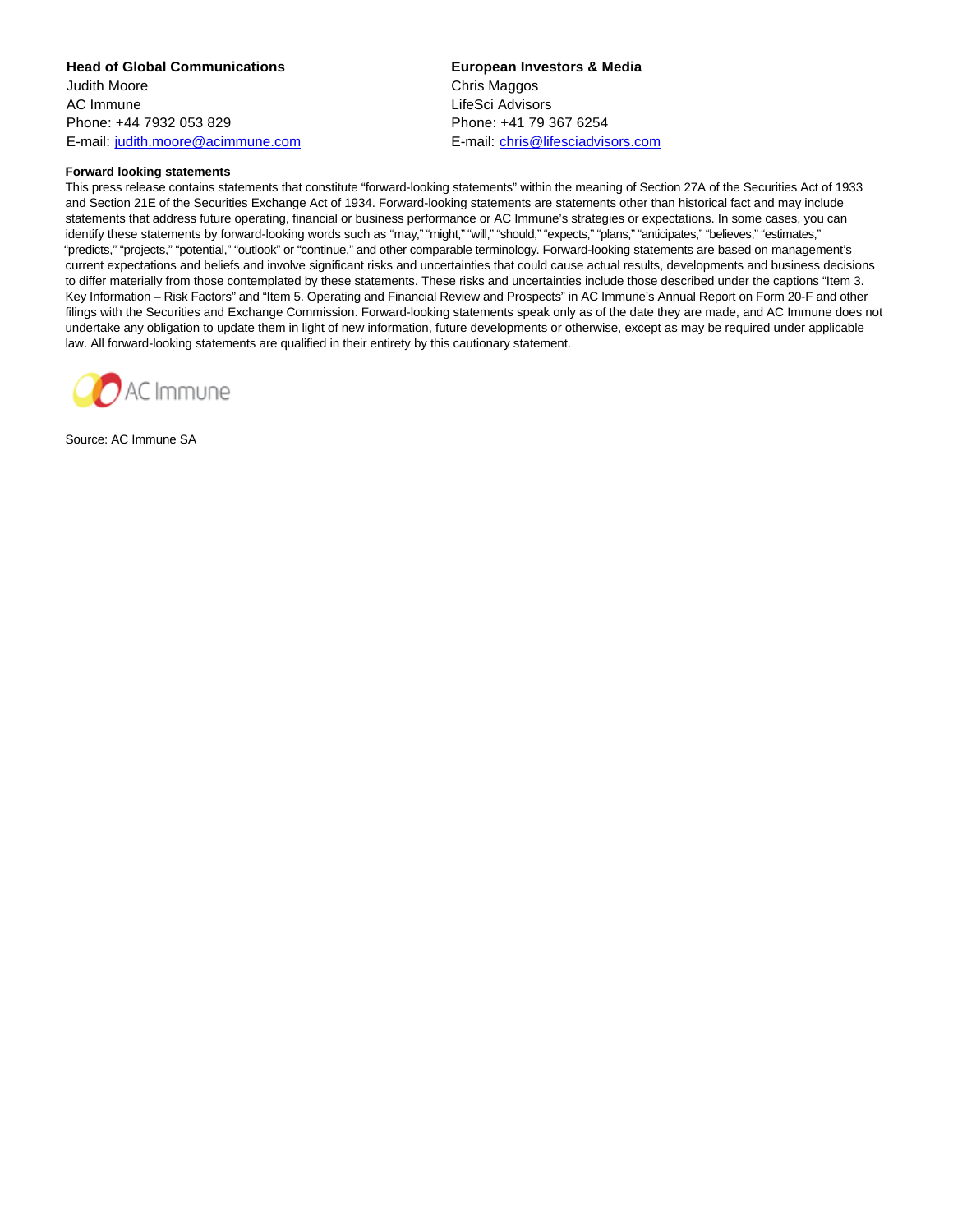**Head of Global Communications**
Judith Moore
AC Immune
Phone: +44 7932 053 829
E-mail: judith.moore@acimmune.com

**European Investors & Media**
Chris Maggos
LifeSci Advisors
Phone: +41 79 367 6254
E-mail: chris@lifesciadvisors.com

**Forward looking statements**

This press release contains statements that constitute “forward-looking statements” within the meaning of Section 27A of the Securities Act of 1933 and Section 21E of the Securities Exchange Act of 1934. Forward-looking statements are statements other than historical fact and may include statements that address future operating, financial or business performance or AC Immune’s strategies or expectations. In some cases, you can identify these statements by forward-looking words such as “may,” “might,” “will,” “should,” “expects,” “plans,” “anticipates,” “believes,” “estimates,” “predicts,” “projects,” “potential,” “outlook” or “continue,” and other comparable terminology. Forward-looking statements are based on management’s current expectations and beliefs and involve significant risks and uncertainties that could cause actual results, developments and business decisions to differ materially from those contemplated by these statements. These risks and uncertainties include those described under the captions “Item 3. Key Information – Risk Factors” and “Item 5. Operating and Financial Review and Prospects” in AC Immune’s Annual Report on Form 20-F and other filings with the Securities and Exchange Commission. Forward-looking statements speak only as of the date they are made, and AC Immune does not undertake any obligation to update them in light of new information, future developments or otherwise, except as may be required under applicable law. All forward-looking statements are qualified in their entirety by this cautionary statement.

AC Immune

Source: AC Immune SA